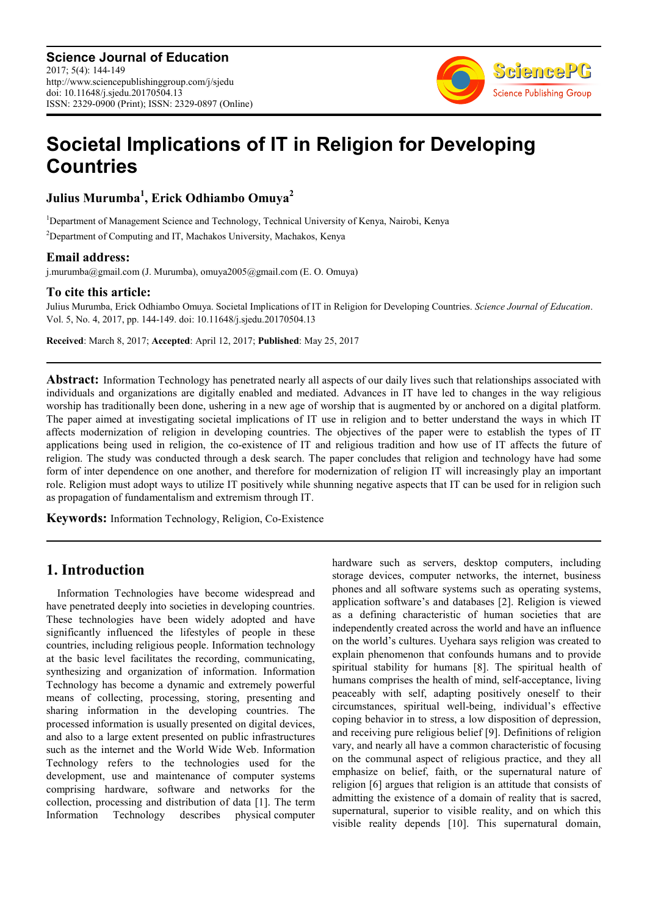# Societal Implications of IT in Religion for Developing Countries

**Julius Murumba[1], Erick Odhiambo Omuya[2]**

[1]Department of Management Science and Technology, Technical University of Kenya, Nairobi, Kenya

[2]Department of Computing and IT, Machakos University, Machakos, Kenya

## Email address:

j.murumba@gmail.com (J. Murumba), omuya2005@gmail.com (E. O. Omuya)

## To cite this article:

Julius Murumba, Erick Odhiambo Omuya. Societal Implications of IT in Religion for Developing Countries. *Science Journal of Education*. Vol. 5, No. 4, 2017, pp. 144-149. doi: 10.11648/j.sjedu.20170504.13

**Received**: March 8, 2017; **Accepted**: April 12, 2017; **Published**: May 25, 2017

---

**Abstract:** Information Technology has penetrated nearly all aspects of our daily lives such that relationships associated with individuals and organizations are digitally enabled and mediated. Advances in IT have led to changes in the way religious worship has traditionally been done, ushering in a new age of worship that is augmented by or anchored on a digital platform. The paper aimed at investigating societal implications of IT use in religion and to better understand the ways in which IT affects modernization of religion in developing countries. The objectives of the paper were to establish the types of IT applications being used in religion, the co-existence of IT and religious tradition and how use of IT affects the future of religion. The study was conducted through a desk search. The paper concludes that religion and technology have had some form of inter dependence on one another, and therefore for modernization of religion IT will increasingly play an important role. Religion must adopt ways to utilize IT positively while shunning negative aspects that IT can be used for in religion such as propagation of fundamentalism and extremism through IT.

**Keywords:** Information Technology, Religion, Co-Existence

---

## 1. Introduction

Information Technologies have become widespread and have penetrated deeply into societies in developing countries. These technologies have been widely adopted and have significantly influenced the lifestyles of people in these countries, including religious people. Information technology at the basic level facilitates the recording, communicating, synthesizing and organization of information. Information Technology has become a dynamic and extremely powerful means of collecting, processing, storing, presenting and sharing information in the developing countries. The processed information is usually presented on digital devices, and also to a large extent presented on public infrastructures such as the internet and the World Wide Web. Information Technology refers to the technologies used for the development, use and maintenance of computer systems comprising hardware, software and networks for the collection, processing and distribution of data [1]. The term Information Technology describes physical computer hardware such as servers, desktop computers, including storage devices, computer networks, the internet, business phones and all software systems such as operating systems, application software's and databases [2]. Religion is viewed as a defining characteristic of human societies that are independently created across the world and have an influence on the world's cultures. Uyehara says religion was created to explain phenomenon that confounds humans and to provide spiritual stability for humans [8]. The spiritual health of humans comprises the health of mind, self-acceptance, living peaceably with self, adapting positively oneself to their circumstances, spiritual well-being, individual's effective coping behavior in to stress, a low disposition of depression, and receiving pure religious belief [9]. Definitions of religion vary, and nearly all have a common characteristic of focusing on the communal aspect of religious practice, and they all emphasize on belief, faith, or the supernatural nature of religion [6] argues that religion is an attitude that consists of admitting the existence of a domain of reality that is sacred, supernatural, superior to visible reality, and on which this visible reality depends [10]. This supernatural domain,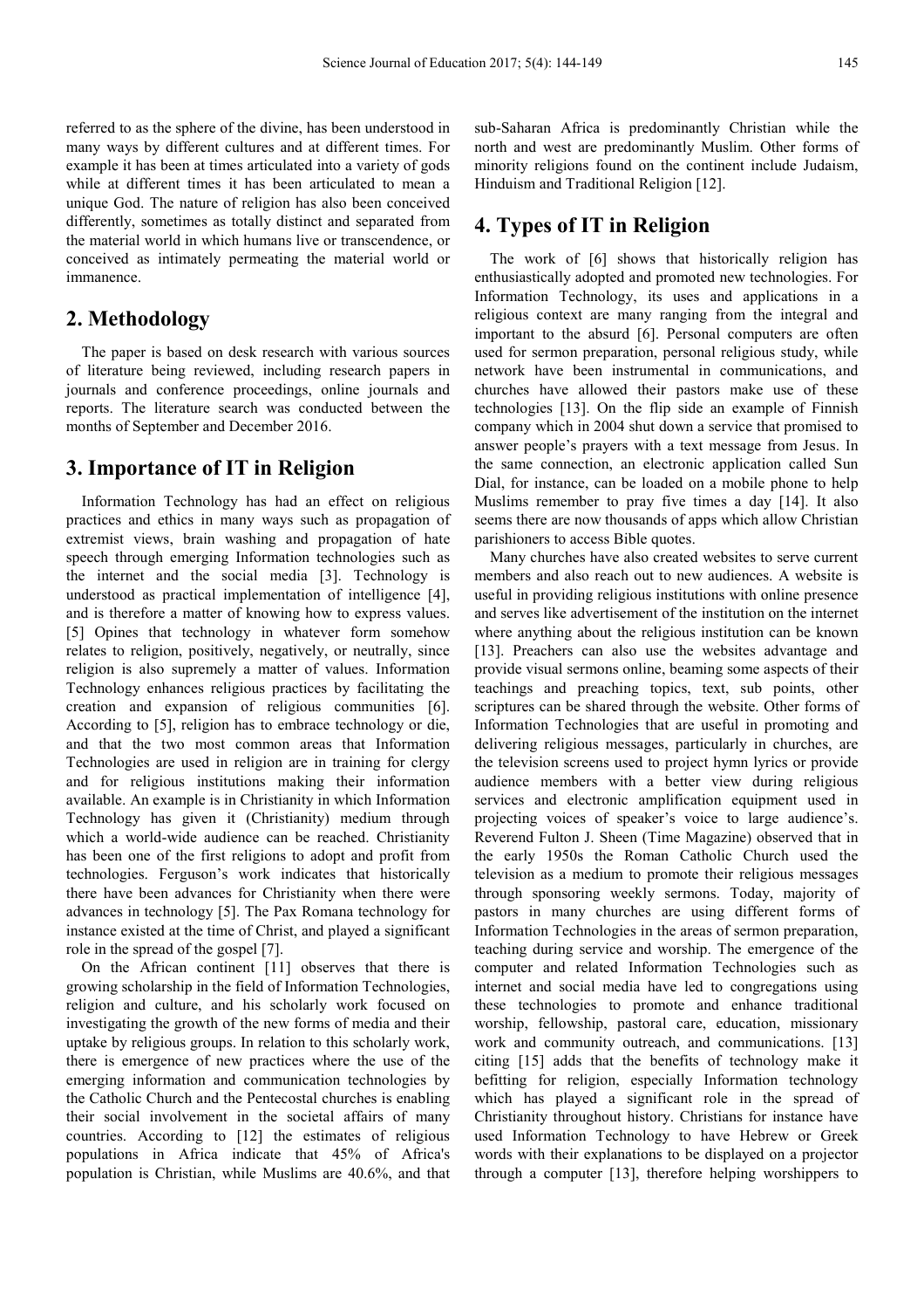referred to as the sphere of the divine, has been understood in many ways by different cultures and at different times. For example it has been at times articulated into a variety of gods while at different times it has been articulated to mean a unique God. The nature of religion has also been conceived differently, sometimes as totally distinct and separated from the material world in which humans live or transcendence, or conceived as intimately permeating the material world or immanence.

## 2. Methodology

The paper is based on desk research with various sources of literature being reviewed, including research papers in journals and conference proceedings, online journals and reports. The literature search was conducted between the months of September and December 2016.

## 3. Importance of IT in Religion

Information Technology has had an effect on religious practices and ethics in many ways such as propagation of extremist views, brain washing and propagation of hate speech through emerging Information technologies such as the internet and the social media [3]. Technology is understood as practical implementation of intelligence [4], and is therefore a matter of knowing how to express values. [5] Opines that technology in whatever form somehow relates to religion, positively, negatively, or neutrally, since religion is also supremely a matter of values. Information Technology enhances religious practices by facilitating the creation and expansion of religious communities [6]. According to [5], religion has to embrace technology or die, and that the two most common areas that Information Technologies are used in religion are in training for clergy and for religious institutions making their information available. An example is in Christianity in which Information Technology has given it (Christianity) medium through which a world-wide audience can be reached. Christianity has been one of the first religions to adopt and profit from technologies. Ferguson's work indicates that historically there have been advances for Christianity when there were advances in technology [5]. The Pax Romana technology for instance existed at the time of Christ, and played a significant role in the spread of the gospel [7].

On the African continent [11] observes that there is growing scholarship in the field of Information Technologies, religion and culture, and his scholarly work focused on investigating the growth of the new forms of media and their uptake by religious groups. In relation to this scholarly work, there is emergence of new practices where the use of the emerging information and communication technologies by the Catholic Church and the Pentecostal churches is enabling their social involvement in the societal affairs of many countries. According to [12] the estimates of religious populations in Africa indicate that 45% of Africa's population is Christian, while Muslims are 40.6%, and that sub-Saharan Africa is predominantly Christian while the north and west are predominantly Muslim. Other forms of minority religions found on the continent include Judaism, Hinduism and Traditional Religion [12].

## 4. Types of IT in Religion

The work of [6] shows that historically religion has enthusiastically adopted and promoted new technologies. For Information Technology, its uses and applications in a religious context are many ranging from the integral and important to the absurd [6]. Personal computers are often used for sermon preparation, personal religious study, while network have been instrumental in communications, and churches have allowed their pastors make use of these technologies [13]. On the flip side an example of Finnish company which in 2004 shut down a service that promised to answer people's prayers with a text message from Jesus. In the same connection, an electronic application called Sun Dial, for instance, can be loaded on a mobile phone to help Muslims remember to pray five times a day [14]. It also seems there are now thousands of apps which allow Christian parishioners to access Bible quotes.

Many churches have also created websites to serve current members and also reach out to new audiences. A website is useful in providing religious institutions with online presence and serves like advertisement of the institution on the internet where anything about the religious institution can be known [13]. Preachers can also use the websites advantage and provide visual sermons online, beaming some aspects of their teachings and preaching topics, text, sub points, other scriptures can be shared through the website. Other forms of Information Technologies that are useful in promoting and delivering religious messages, particularly in churches, are the television screens used to project hymn lyrics or provide audience members with a better view during religious services and electronic amplification equipment used in projecting voices of speaker's voice to large audience's. Reverend Fulton J. Sheen (Time Magazine) observed that in the early 1950s the Roman Catholic Church used the television as a medium to promote their religious messages through sponsoring weekly sermons. Today, majority of pastors in many churches are using different forms of Information Technologies in the areas of sermon preparation, teaching during service and worship. The emergence of the computer and related Information Technologies such as internet and social media have led to congregations using these technologies to promote and enhance traditional worship, fellowship, pastoral care, education, missionary work and community outreach, and communications. [13] citing [15] adds that the benefits of technology make it befitting for religion, especially Information technology which has played a significant role in the spread of Christianity throughout history. Christians for instance have used Information Technology to have Hebrew or Greek words with their explanations to be displayed on a projector through a computer [13], therefore helping worshippers to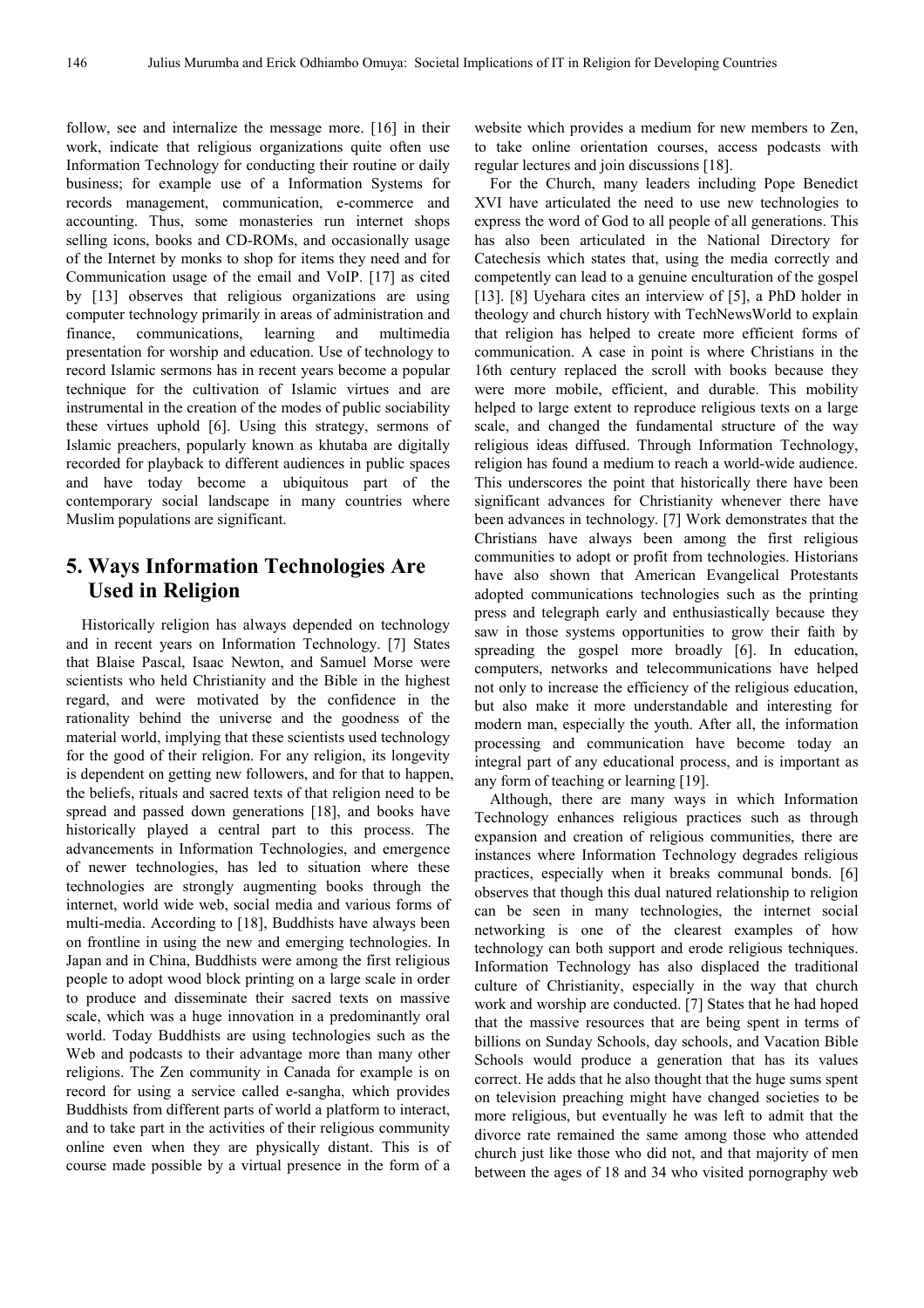follow, see and internalize the message more. [16] in their work, indicate that religious organizations quite often use Information Technology for conducting their routine or daily business; for example use of a Information Systems for records management, communication, e-commerce and accounting. Thus, some monasteries run internet shops selling icons, books and CD-ROMs, and occasionally usage of the Internet by monks to shop for items they need and for Communication usage of the email and VoIP. [17] as cited by [13] observes that religious organizations are using computer technology primarily in areas of administration and finance, communications, learning and multimedia presentation for worship and education. Use of technology to record Islamic sermons has in recent years become a popular technique for the cultivation of Islamic virtues and are instrumental in the creation of the modes of public sociability these virtues uphold [6]. Using this strategy, sermons of Islamic preachers, popularly known as khutaba are digitally recorded for playback to different audiences in public spaces and have today become a ubiquitous part of the contemporary social landscape in many countries where Muslim populations are significant.

## 5. Ways Information Technologies Are Used in Religion

Historically religion has always depended on technology and in recent years on Information Technology. [7] States that Blaise Pascal, Isaac Newton, and Samuel Morse were scientists who held Christianity and the Bible in the highest regard, and were motivated by the confidence in the rationality behind the universe and the goodness of the material world, implying that these scientists used technology for the good of their religion. For any religion, its longevity is dependent on getting new followers, and for that to happen, the beliefs, rituals and sacred texts of that religion need to be spread and passed down generations [18], and books have historically played a central part to this process. The advancements in Information Technologies, and emergence of newer technologies, has led to situation where these technologies are strongly augmenting books through the internet, world wide web, social media and various forms of multi-media. According to [18], Buddhists have always been on frontline in using the new and emerging technologies. In Japan and in China, Buddhists were among the first religious people to adopt wood block printing on a large scale in order to produce and disseminate their sacred texts on massive scale, which was a huge innovation in a predominantly oral world. Today Buddhists are using technologies such as the Web and podcasts to their advantage more than many other religions. The Zen community in Canada for example is on record for using a service called e-sangha, which provides Buddhists from different parts of world a platform to interact, and to take part in the activities of their religious community online even when they are physically distant. This is of course made possible by a virtual presence in the form of a website which provides a medium for new members to Zen, to take online orientation courses, access podcasts with regular lectures and join discussions [18].

For the Church, many leaders including Pope Benedict XVI have articulated the need to use new technologies to express the word of God to all people of all generations. This has also been articulated in the National Directory for Catechesis which states that, using the media correctly and competently can lead to a genuine enculturation of the gospel [13]. [8] Uyehara cites an interview of [5], a PhD holder in theology and church history with TechNewsWorld to explain that religion has helped to create more efficient forms of communication. A case in point is where Christians in the 16th century replaced the scroll with books because they were more mobile, efficient, and durable. This mobility helped to large extent to reproduce religious texts on a large scale, and changed the fundamental structure of the way religious ideas diffused. Through Information Technology, religion has found a medium to reach a world-wide audience. This underscores the point that historically there have been significant advances for Christianity whenever there have been advances in technology. [7] Work demonstrates that the Christians have always been among the first religious communities to adopt or profit from technologies. Historians have also shown that American Evangelical Protestants adopted communications technologies such as the printing press and telegraph early and enthusiastically because they saw in those systems opportunities to grow their faith by spreading the gospel more broadly [6]. In education, computers, networks and telecommunications have helped not only to increase the efficiency of the religious education, but also make it more understandable and interesting for modern man, especially the youth. After all, the information processing and communication have become today an integral part of any educational process, and is important as any form of teaching or learning [19].

Although, there are many ways in which Information Technology enhances religious practices such as through expansion and creation of religious communities, there are instances where Information Technology degrades religious practices, especially when it breaks communal bonds. [6] observes that though this dual natured relationship to religion can be seen in many technologies, the internet social networking is one of the clearest examples of how technology can both support and erode religious techniques. Information Technology has also displaced the traditional culture of Christianity, especially in the way that church work and worship are conducted. [7] States that he had hoped that the massive resources that are being spent in terms of billions on Sunday Schools, day schools, and Vacation Bible Schools would produce a generation that has its values correct. He adds that he also thought that the huge sums spent on television preaching might have changed societies to be more religious, but eventually he was left to admit that the divorce rate remained the same among those who attended church just like those who did not, and that majority of men between the ages of 18 and 34 who visited pornography web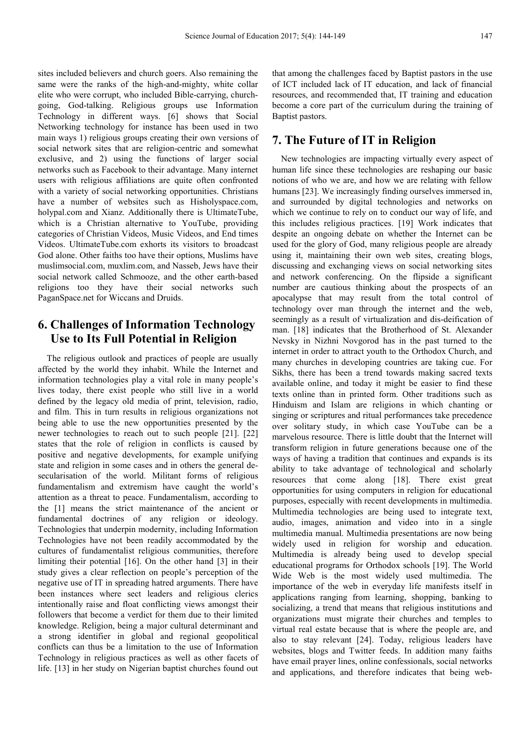sites included believers and church goers. Also remaining the same were the ranks of the high-and-mighty, white collar elite who were corrupt, who included Bible-carrying, church-going, God-talking. Religious groups use Information Technology in different ways. [6] shows that Social Networking technology for instance has been used in two main ways 1) religious groups creating their own versions of social network sites that are religion-centric and somewhat exclusive, and 2) using the functions of larger social networks such as Facebook to their advantage. Many internet users with religious affiliations are quite often confronted with a variety of social networking opportunities. Christians have a number of websites such as Hisholyspace.com, holypal.com and Xianz. Additionally there is UltimateTube, which is a Christian alternative to YouTube, providing categories of Christian Videos, Music Videos, and End times Videos. UltimateTube.com exhorts its visitors to broadcast God alone. Other faiths too have their options, Muslims have muslimsocial.com, muxlim.com, and Nasseb, Jews have their social network called Schmooze, and the other earth-based religions too they have their social networks such PaganSpace.net for Wiccans and Druids.

## 6. Challenges of Information Technology Use to Its Full Potential in Religion

The religious outlook and practices of people are usually affected by the world they inhabit. While the Internet and information technologies play a vital role in many people's lives today, there exist people who still live in a world defined by the legacy old media of print, television, radio, and film. This in turn results in religious organizations not being able to use the new opportunities presented by the newer technologies to reach out to such people [21]. [22] states that the role of religion in conflicts is caused by positive and negative developments, for example unifying state and religion in some cases and in others the general de-secularisation of the world. Militant forms of religious fundamentalism and extremism have caught the world's attention as a threat to peace. Fundamentalism, according to the [1] means the strict maintenance of the ancient or fundamental doctrines of any religion or ideology. Technologies that underpin modernity, including Information Technologies have not been readily accommodated by the cultures of fundamentalist religious communities, therefore limiting their potential [16]. On the other hand [3] in their study gives a clear reflection on people's perception of the negative use of IT in spreading hatred arguments. There have been instances where sect leaders and religious clerics intentionally raise and float conflicting views amongst their followers that become a verdict for them due to their limited knowledge. Religion, being a major cultural determinant and a strong identifier in global and regional geopolitical conflicts can thus be a limitation to the use of Information Technology in religious practices as well as other facets of life. [13] in her study on Nigerian baptist churches found out that among the challenges faced by Baptist pastors in the use of ICT included lack of IT education, and lack of financial resources, and recommended that, IT training and education become a core part of the curriculum during the training of Baptist pastors.

## 7. The Future of IT in Religion

New technologies are impacting virtually every aspect of human life since these technologies are reshaping our basic notions of who we are, and how we are relating with fellow humans [23]. We increasingly finding ourselves immersed in, and surrounded by digital technologies and networks on which we continue to rely on to conduct our way of life, and this includes religious practices. [19] Work indicates that despite an ongoing debate on whether the Internet can be used for the glory of God, many religious people are already using it, maintaining their own web sites, creating blogs, discussing and exchanging views on social networking sites and network conferencing. On the flipside a significant number are cautious thinking about the prospects of an apocalypse that may result from the total control of technology over man through the internet and the web, seemingly as a result of virtualization and dis-deification of man. [18] indicates that the Brotherhood of St. Alexander Nevsky in Nizhni Novgorod has in the past turned to the internet in order to attract youth to the Orthodox Church, and many churches in developing countries are taking cue. For Sikhs, there has been a trend towards making sacred texts available online, and today it might be easier to find these texts online than in printed form. Other traditions such as Hinduism and Islam are religions in which chanting or singing or scriptures and ritual performances take precedence over solitary study, in which case YouTube can be a marvelous resource. There is little doubt that the Internet will transform religion in future generations because one of the ways of having a tradition that continues and expands is its ability to take advantage of technological and scholarly resources that come along [18]. There exist great opportunities for using computers in religion for educational purposes, especially with recent developments in multimedia. Multimedia technologies are being used to integrate text, audio, images, animation and video into in a single multimedia manual. Multimedia presentations are now being widely used in religion for worship and education. Multimedia is already being used to develop special educational programs for Orthodox schools [19]. The World Wide Web is the most widely used multimedia. The importance of the web in everyday life manifests itself in applications ranging from learning, shopping, banking to socializing, a trend that means that religious institutions and organizations must migrate their churches and temples to virtual real estate because that is where the people are, and also to stay relevant [24]. Today, religious leaders have websites, blogs and Twitter feeds. In addition many faiths have email prayer lines, online confessionals, social networks and applications, and therefore indicates that being web-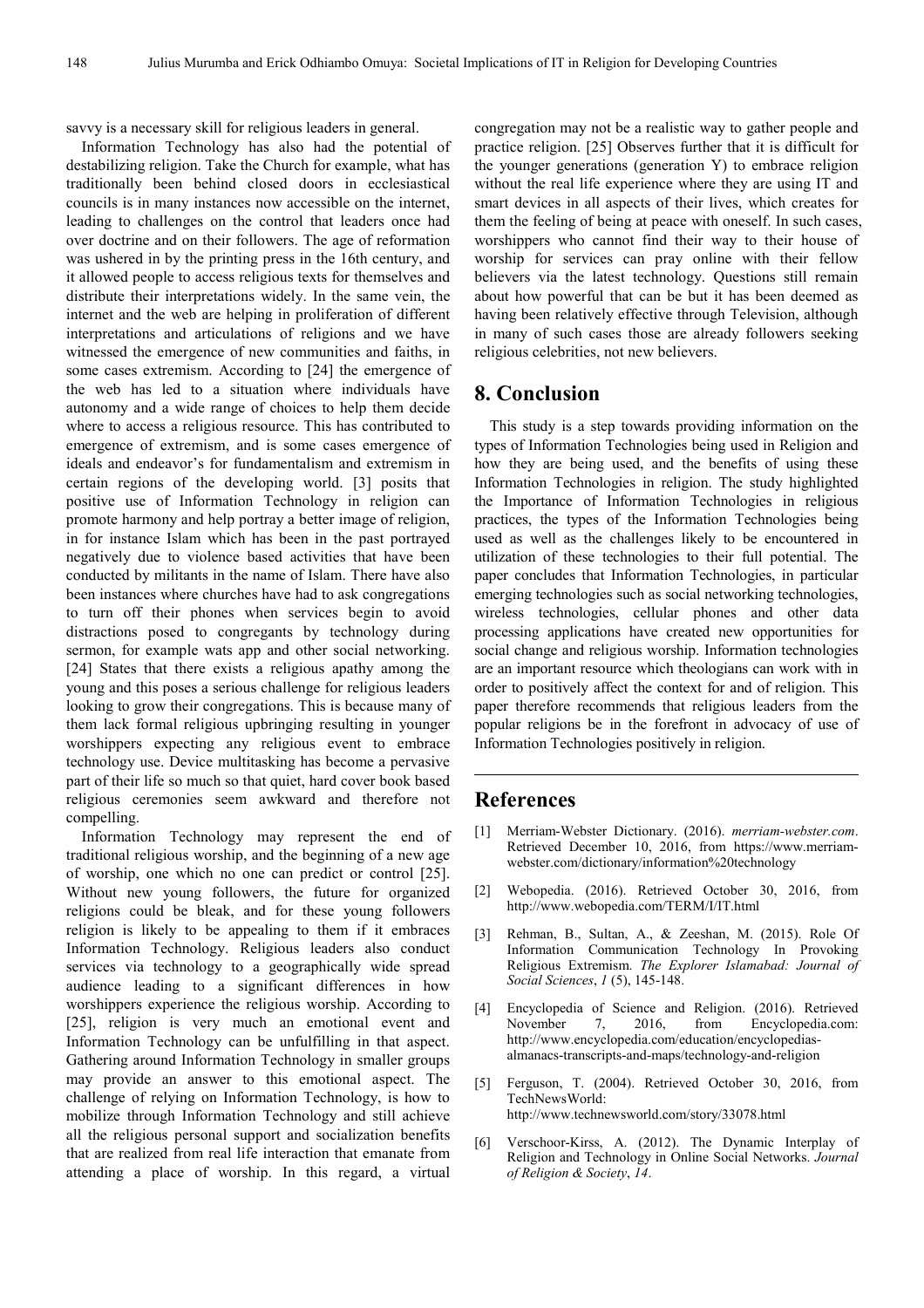savvy is a necessary skill for religious leaders in general.

Information Technology has also had the potential of destabilizing religion. Take the Church for example, what has traditionally been behind closed doors in ecclesiastical councils is in many instances now accessible on the internet, leading to challenges on the control that leaders once had over doctrine and on their followers. The age of reformation was ushered in by the printing press in the 16th century, and it allowed people to access religious texts for themselves and distribute their interpretations widely. In the same vein, the internet and the web are helping in proliferation of different interpretations and articulations of religions and we have witnessed the emergence of new communities and faiths, in some cases extremism. According to [24] the emergence of the web has led to a situation where individuals have autonomy and a wide range of choices to help them decide where to access a religious resource. This has contributed to emergence of extremism, and is some cases emergence of ideals and endeavor's for fundamentalism and extremism in certain regions of the developing world. [3] posits that positive use of Information Technology in religion can promote harmony and help portray a better image of religion, in for instance Islam which has been in the past portrayed negatively due to violence based activities that have been conducted by militants in the name of Islam. There have also been instances where churches have had to ask congregations to turn off their phones when services begin to avoid distractions posed to congregants by technology during sermon, for example wats app and other social networking. [24] States that there exists a religious apathy among the young and this poses a serious challenge for religious leaders looking to grow their congregations. This is because many of them lack formal religious upbringing resulting in younger worshippers expecting any religious event to embrace technology use. Device multitasking has become a pervasive part of their life so much so that quiet, hard cover book based religious ceremonies seem awkward and therefore not compelling.

Information Technology may represent the end of traditional religious worship, and the beginning of a new age of worship, one which no one can predict or control [25]. Without new young followers, the future for organized religions could be bleak, and for these young followers religion is likely to be appealing to them if it embraces Information Technology. Religious leaders also conduct services via technology to a geographically wide spread audience leading to a significant differences in how worshippers experience the religious worship. According to [25], religion is very much an emotional event and Information Technology can be unfulfilling in that aspect. Gathering around Information Technology in smaller groups may provide an answer to this emotional aspect. The challenge of relying on Information Technology, is how to mobilize through Information Technology and still achieve all the religious personal support and socialization benefits that are realized from real life interaction that emanate from attending a place of worship. In this regard, a virtual congregation may not be a realistic way to gather people and practice religion. [25] Observes further that it is difficult for the younger generations (generation Y) to embrace religion without the real life experience where they are using IT and smart devices in all aspects of their lives, which creates for them the feeling of being at peace with oneself. In such cases, worshippers who cannot find their way to their house of worship for services can pray online with their fellow believers via the latest technology. Questions still remain about how powerful that can be but it has been deemed as having been relatively effective through Television, although in many of such cases those are already followers seeking religious celebrities, not new believers.

## 8. Conclusion

This study is a step towards providing information on the types of Information Technologies being used in Religion and how they are being used, and the benefits of using these Information Technologies in religion. The study highlighted the Importance of Information Technologies in religious practices, the types of the Information Technologies being used as well as the challenges likely to be encountered in utilization of these technologies to their full potential. The paper concludes that Information Technologies, in particular emerging technologies such as social networking technologies, wireless technologies, cellular phones and other data processing applications have created new opportunities for social change and religious worship. Information technologies are an important resource which theologians can work with in order to positively affect the context for and of religion. This paper therefore recommends that religious leaders from the popular religions be in the forefront in advocacy of use of Information Technologies positively in religion.

## References

[1] Merriam-Webster Dictionary. (2016). *merriam-webster.com*. Retrieved December 10, 2016, from https://www.merriam-webster.com/dictionary/information%20technology

[2] Webopedia. (2016). Retrieved October 30, 2016, from http://www.webopedia.com/TERM/I/IT.html

[3] Rehman, B., Sultan, A., & Zeeshan, M. (2015). Role Of Information Communication Technology In Provoking Religious Extremism. *The Explorer Islamabad: Journal of Social Sciences*, *1* (5), 145-148.

[4] Encyclopedia of Science and Religion. (2016). Retrieved November 7, 2016, from Encyclopedia.com: http://www.encyclopedia.com/education/encyclopedias-almanacs-transcripts-and-maps/technology-and-religion

[5] Ferguson, T. (2004). Retrieved October 30, 2016, from TechNewsWorld: http://www.technewsworld.com/story/33078.html

[6] Verschoor-Kirss, A. (2012). The Dynamic Interplay of Religion and Technology in Online Social Networks. *Journal of Religion & Society*, *14*.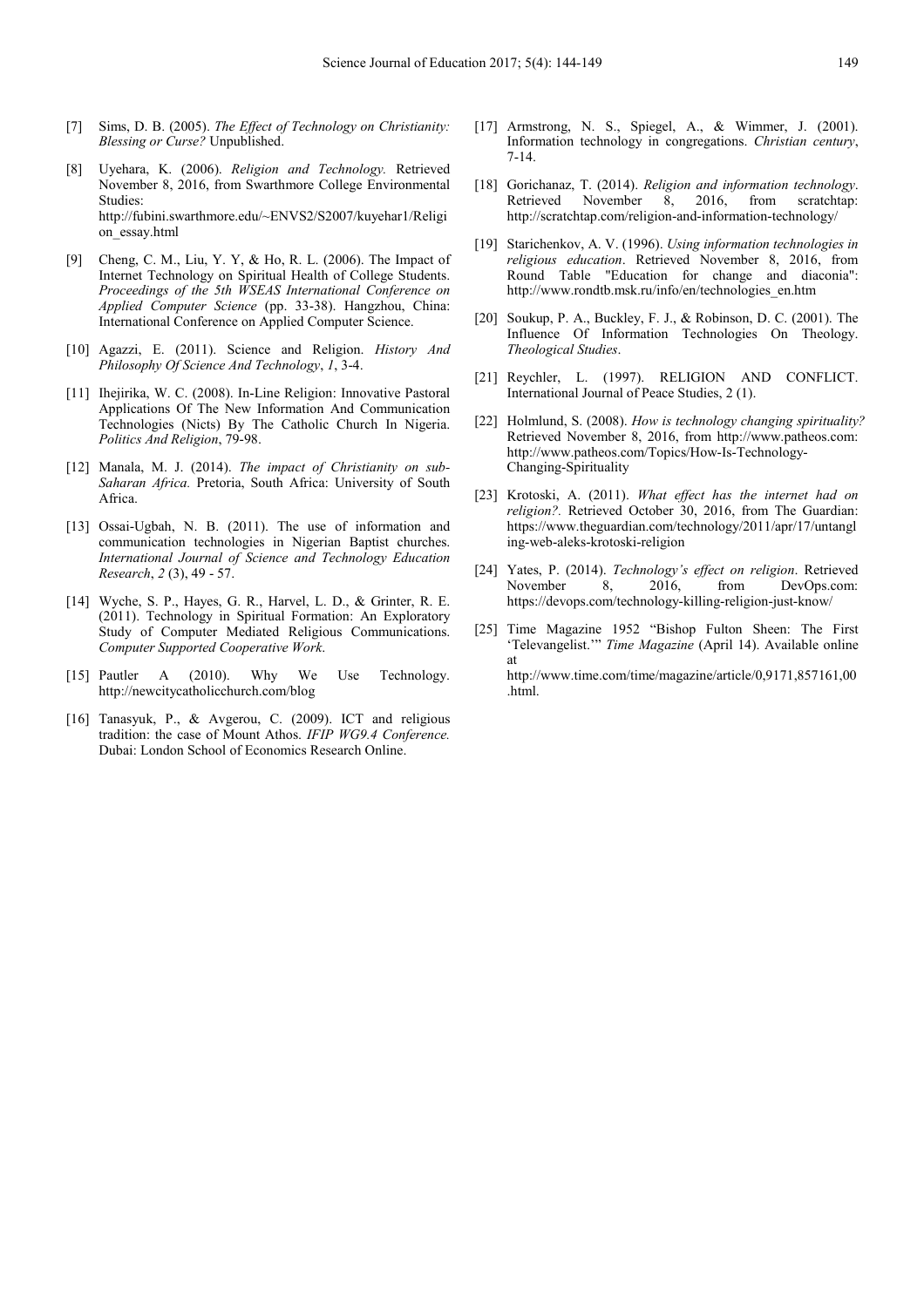[7] Sims, D. B. (2005). *The Effect of Technology on Christianity: Blessing or Curse?* Unpublished.

[8] Uyehara, K. (2006). *Religion and Technology.* Retrieved November 8, 2016, from Swarthmore College Environmental Studies: http://fubini.swarthmore.edu/~ENVS2/S2007/kuyehar1/Religion_essay.html

[9] Cheng, C. M., Liu, Y. Y, & Ho, R. L. (2006). The Impact of Internet Technology on Spiritual Health of College Students. *Proceedings of the 5th WSEAS International Conference on Applied Computer Science* (pp. 33-38). Hangzhou, China: International Conference on Applied Computer Science.

[10] Agazzi, E. (2011). Science and Religion. *History And Philosophy Of Science And Technology*, *1*, 3-4.

[11] Ihejirika, W. C. (2008). In-Line Religion: Innovative Pastoral Applications Of The New Information And Communication Technologies (Nicts) By The Catholic Church In Nigeria. *Politics And Religion*, 79-98.

[12] Manala, M. J. (2014). *The impact of Christianity on sub-Saharan Africa.* Pretoria, South Africa: University of South Africa.

[13] Ossai-Ugbah, N. B. (2011). The use of information and communication technologies in Nigerian Baptist churches. *International Journal of Science and Technology Education Research*, *2* (3), 49 - 57.

[14] Wyche, S. P., Hayes, G. R., Harvel, L. D., & Grinter, R. E. (2011). Technology in Spiritual Formation: An Exploratory Study of Computer Mediated Religious Communications. *Computer Supported Cooperative Work*.

[15] Pautler A (2010). Why We Use Technology. http://newcitycatholicchurch.com/blog

[16] Tanasyuk, P., & Avgerou, C. (2009). ICT and religious tradition: the case of Mount Athos. *IFIP WG9.4 Conference.* Dubai: London School of Economics Research Online.

[17] Armstrong, N. S., Spiegel, A., & Wimmer, J. (2001). Information technology in congregations. *Christian century*, 7-14.

[18] Gorichanaz, T. (2014). *Religion and information technology*. Retrieved November 8, 2016, from scratchtap: http://scratchtap.com/religion-and-information-technology/

[19] Starichenkov, A. V. (1996). *Using information technologies in religious education*. Retrieved November 8, 2016, from Round Table "Education for change and diaconia": http://www.rondtb.msk.ru/info/en/technologies_en.htm

[20] Soukup, P. A., Buckley, F. J., & Robinson, D. C. (2001). The Influence Of Information Technologies On Theology. *Theological Studies*.

[21] Reychler, L. (1997). RELIGION AND CONFLICT. International Journal of Peace Studies, 2 (1).

[22] Holmlund, S. (2008). *How is technology changing spirituality?* Retrieved November 8, 2016, from http://www.patheos.com: http://www.patheos.com/Topics/How-Is-Technology-Changing-Spirituality

[23] Krotoski, A. (2011). *What effect has the internet had on religion?*. Retrieved October 30, 2016, from The Guardian: https://www.theguardian.com/technology/2011/apr/17/untangling-web-aleks-krotoski-religion

[24] Yates, P. (2014). *Technology's effect on religion*. Retrieved November 8, 2016, from DevOps.com: https://devops.com/technology-killing-religion-just-know/

[25] Time Magazine 1952 "Bishop Fulton Sheen: The First 'Televangelist.'" *Time Magazine* (April 14). Available online at http://www.time.com/time/magazine/article/0,9171,857161,00.html.